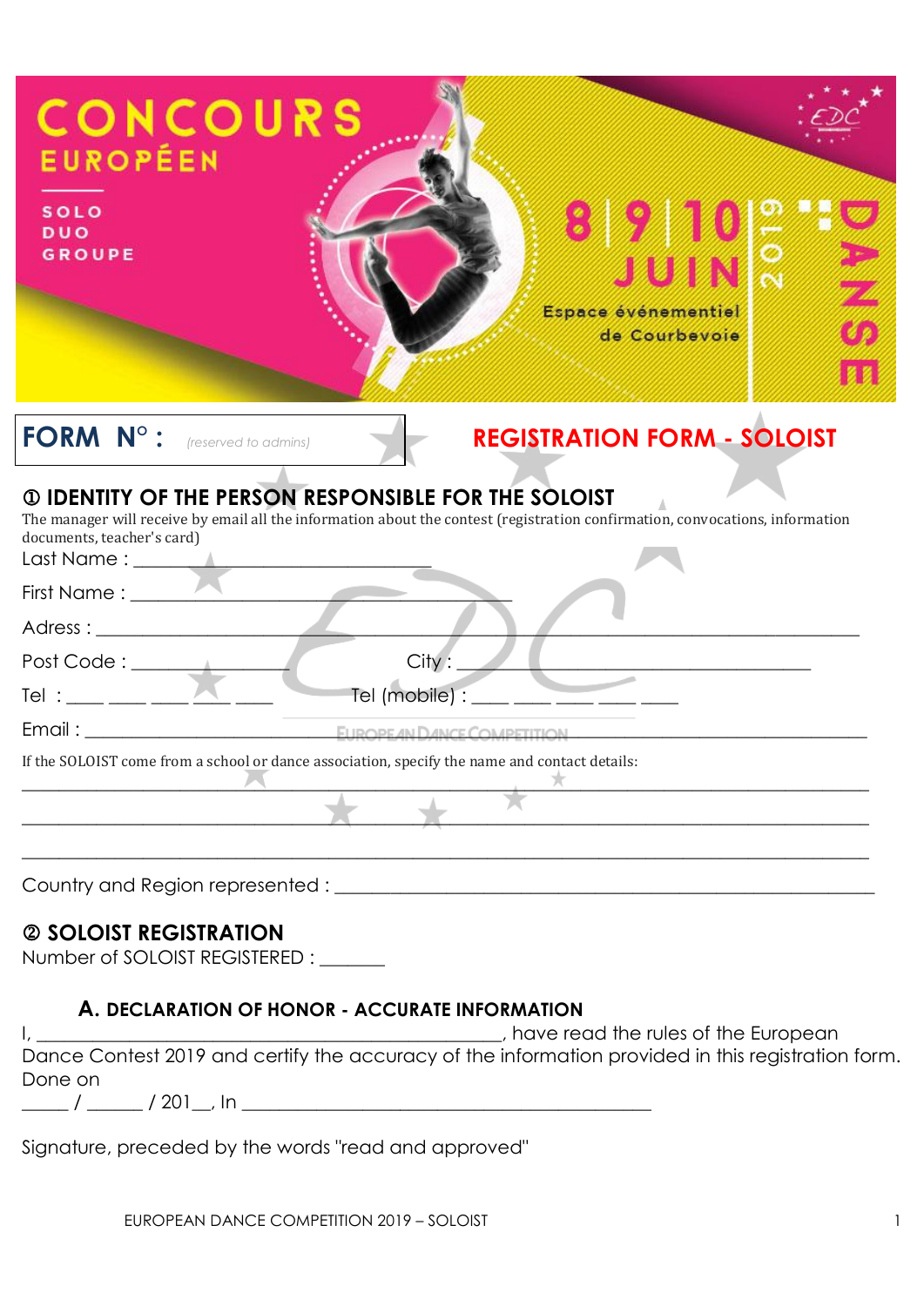CONCOURS EUROPÉEN

SOLO
DUO
GROUPE

8 | 9 | 10 JUIN 2019

Espace événementiel de Courbevoie

DANSE

**FORM N° :** *(reserved to admins)*

## REGISTRATION FORM - SOLOIST

### ① IDENTITY OF THE PERSON RESPONSIBLE FOR THE SOLOIST

The manager will receive by email all the information about the contest (registration confirmation, convocations, information documents, teacher's card)

Last Name : ______________________________

First Name : ______________________________

Adress : ________________________________________________________________

Post Code : _______________ City : ______________________________

Tel : ___ ___ ___ ___ ___ Tel (mobile) : ___ ___ ___ ___ ___

Email : ________________________________________________________________

If the SOLOIST come from a school or dance association, specify the name and contact details:

________________________________________________________________

________________________________________________________________

________________________________________________________________

Country and Region represented : ______________________________________________

### ② SOLOIST REGISTRATION

Number of SOLOIST REGISTERED : _______

#### A. DECLARATION OF HONOR - ACCURATE INFORMATION

I, ______________________________________________, have read the rules of the European Dance Contest 2019 and certify the accuracy of the information provided in this registration form.

Done on

_____ / ______ / 201__, In ________________________________________

Signature, preceded by the words "read and approved"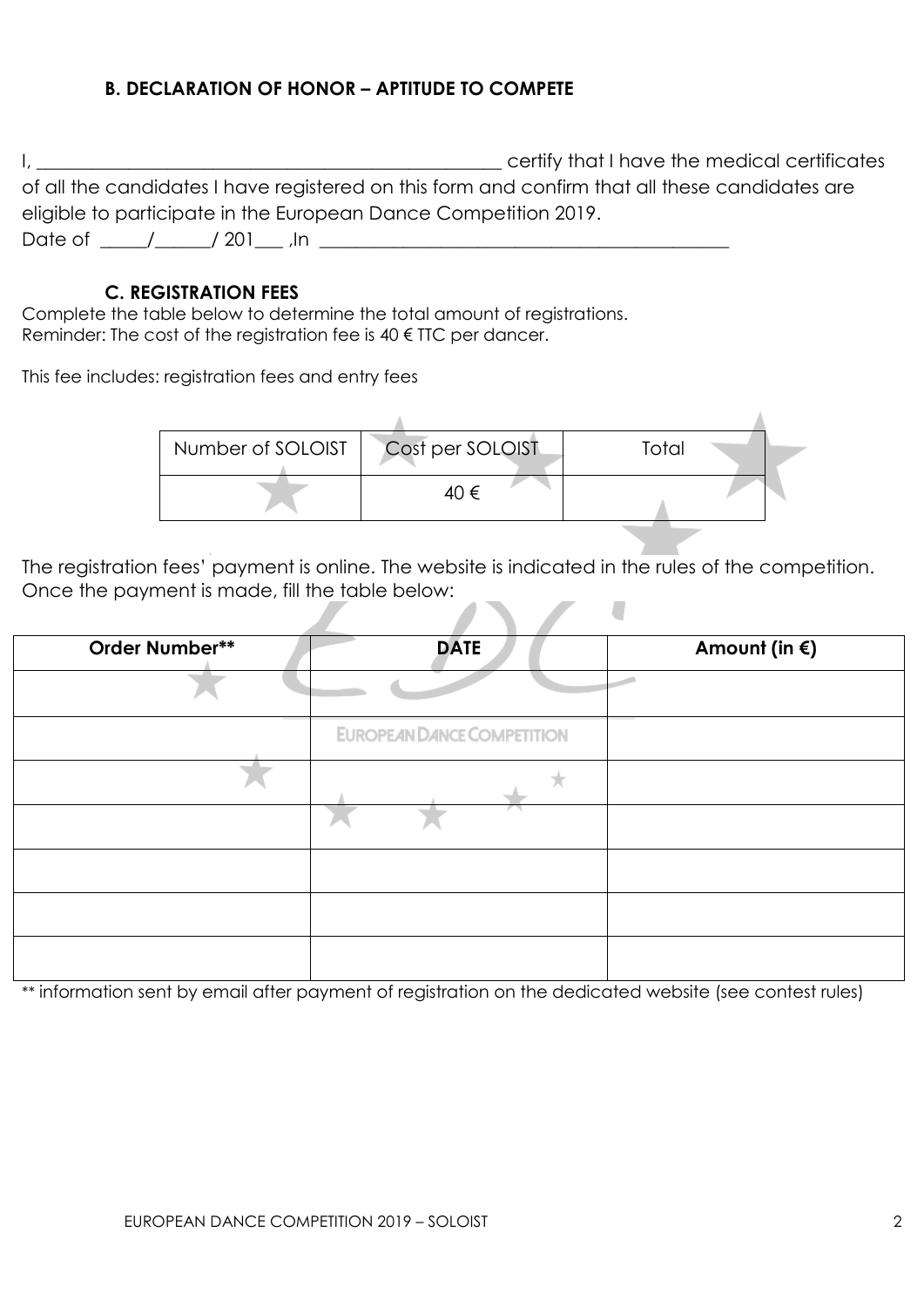### B. DECLARATION OF HONOR – APTITUDE TO COMPETE

I, ____________________________________________________ certify that I have the medical certificates of all the candidates I have registered on this form and confirm that all these candidates are eligible to participate in the European Dance Competition 2019.

Date of _____/______/ 201___ ,In _____________________________________________

### C. REGISTRATION FEES

Complete the table below to determine the total amount of registrations.
Reminder: The cost of the registration fee is 40 € TTC per dancer.

This fee includes: registration fees and entry fees

| Number of SOLOIST | Cost per SOLOIST | Total |
| --- | --- | --- |
| | 40 € | |

The registration fees' payment is online. The website is indicated in the rules of the competition. Once the payment is made, fill the table below:

| **Order Number**\*\* | **DATE** | **Amount (in €)** |
| --- | --- | --- |
| | | |
| | | |
| | | |
| | | |
| | | |
| | | |
| | | |

\*\* information sent by email after payment of registration on the dedicated website (see contest rules)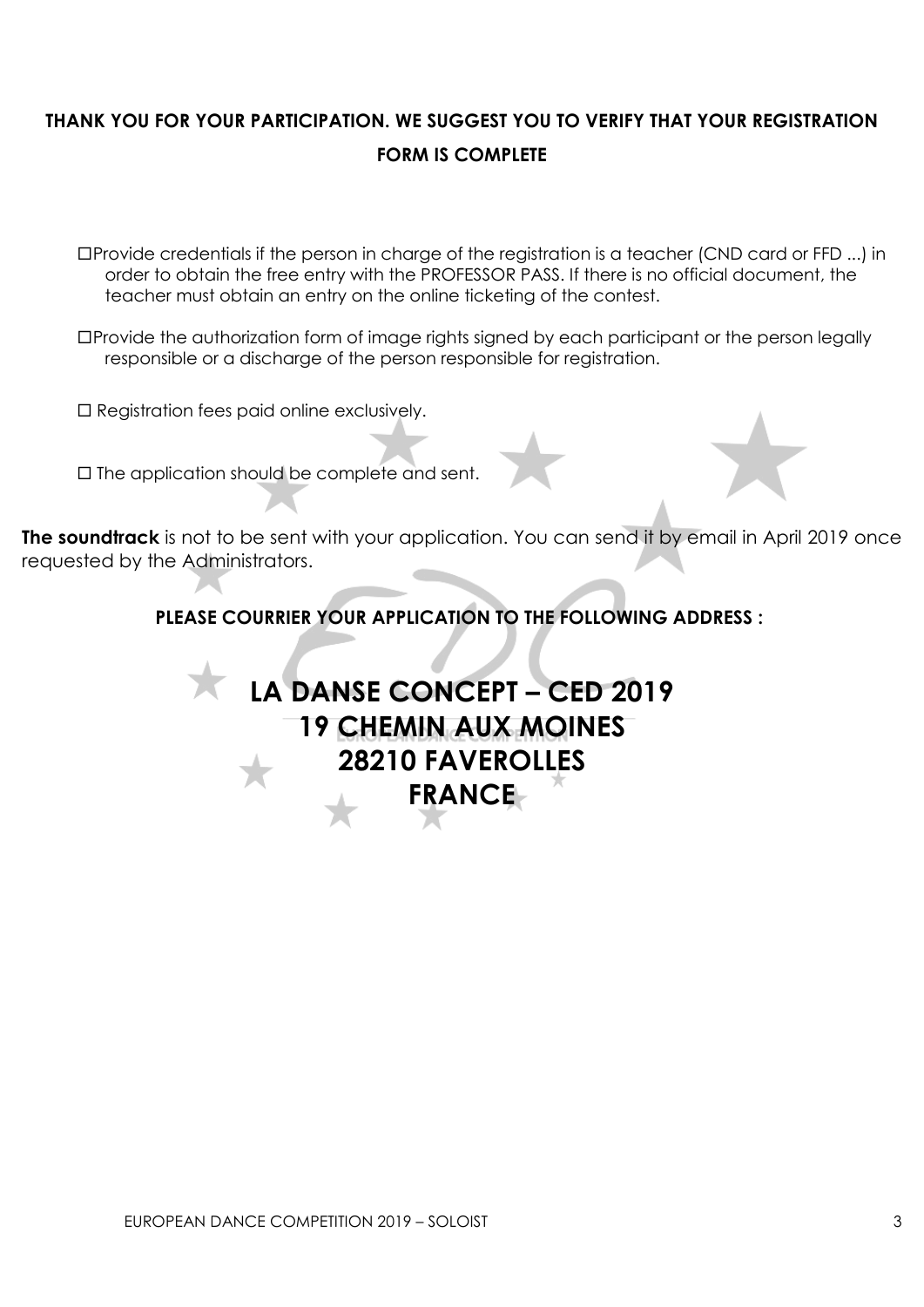**THANK YOU FOR YOUR PARTICIPATION. WE SUGGEST YOU TO VERIFY THAT YOUR REGISTRATION FORM IS COMPLETE**

- ☐Provide credentials if the person in charge of the registration is a teacher (CND card or FFD ...) in order to obtain the free entry with the PROFESSOR PASS. If there is no official document, the teacher must obtain an entry on the online ticketing of the contest.
- ☐Provide the authorization form of image rights signed by each participant or the person legally responsible or a discharge of the person responsible for registration.
- ☐ Registration fees paid online exclusively.
- ☐ The application should be complete and sent.

**The soundtrack** is not to be sent with your application. You can send it by email in April 2019 once requested by the Administrators.

**PLEASE COURRIER YOUR APPLICATION TO THE FOLLOWING ADDRESS :**

**LA DANSE CONCEPT – CED 2019**
**19 CHEMIN AUX MOINES**
**28210 FAVEROLLES**
**FRANCE**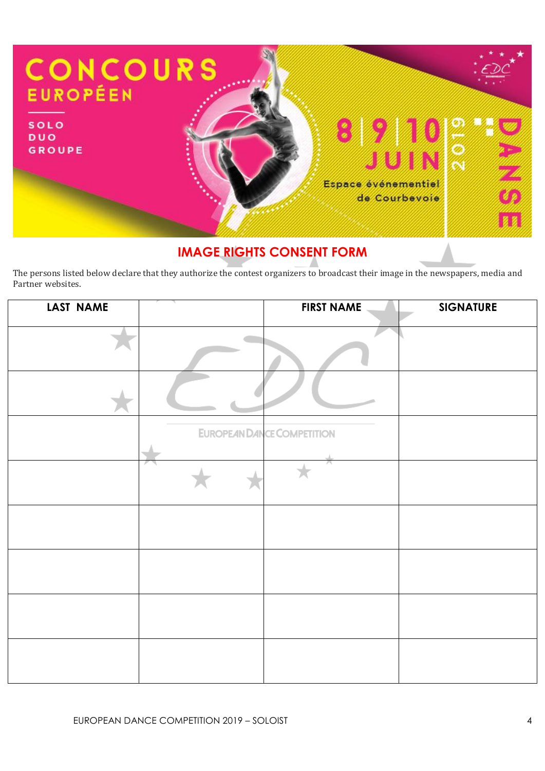CONCOURS EUROPÉEN

SOLO
DUO
GROUPE

8 | 9 | 10 JUIN 2019

Espace événementiel de Courbevoie

DANSE

## IMAGE RIGHTS CONSENT FORM

The persons listed below declare that they authorize the contest organizers to broadcast their image in the newspapers, media and Partner websites.

| LAST NAME | | FIRST NAME | SIGNATURE |
|---|---|---|---|
| | | | |
| | | | |
| | | | |
| | | | |
| | | | |
| | | | |
| | | | |
| | | | |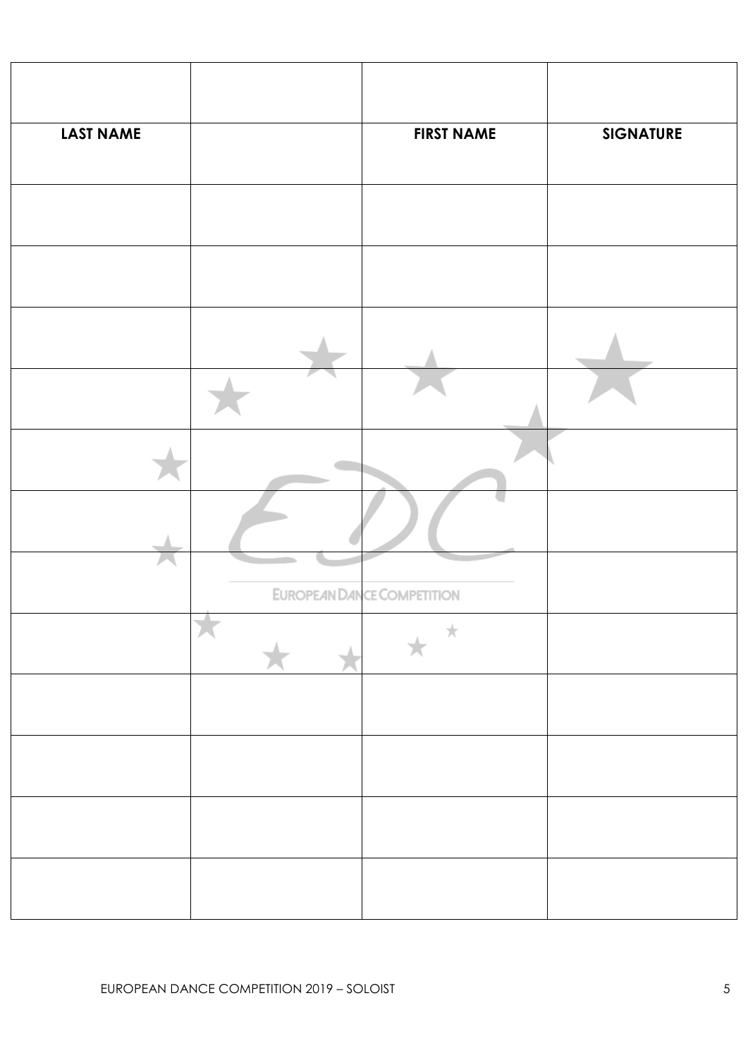| | | | |
|---|---|---|---|
| **LAST NAME** | | **FIRST NAME** | **SIGNATURE** |
| | | | |
| | | | |
| | | | |
| | | | |
| | | | |
| | | | |
| | | | |
| | | | |
| | | | |
| | | | |
| | | | |
| | | | |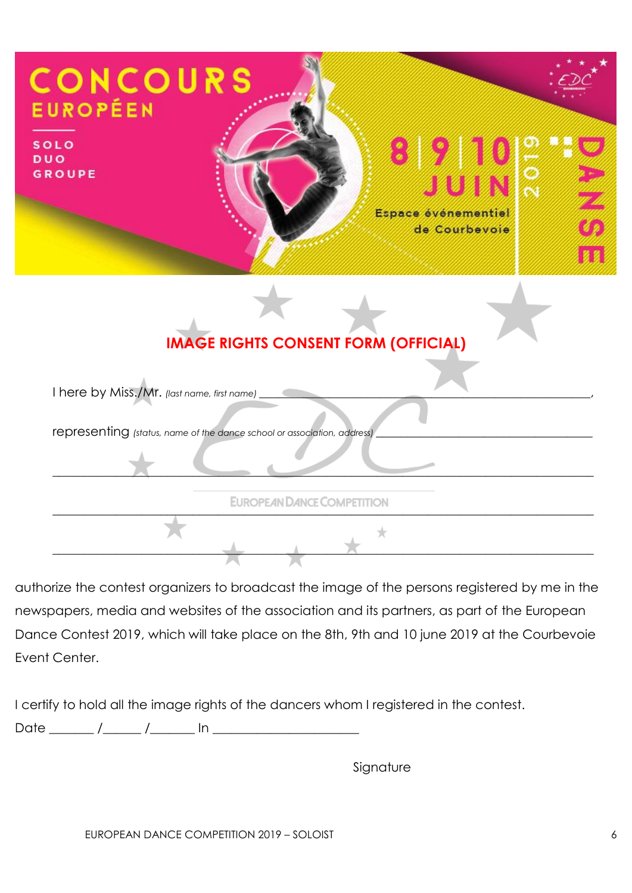CONCOURS EUROPÉEN

SOLO
DUO
GROUPE

8 | 9 | 10 JUIN 2019

Espace événementiel de Courbevoie

DANSE

## IMAGE RIGHTS CONSENT FORM (OFFICIAL)

I here by Miss./Mr. *(last name, first name)* \_\_\_\_\_\_\_\_\_\_\_\_\_\_\_\_\_\_\_\_\_\_\_\_\_\_\_\_\_\_\_\_\_\_\_\_\_\_\_\_,

representing *(status, name of the dance school or association, address)* \_\_\_\_\_\_\_\_\_\_\_\_\_\_\_\_\_\_\_\_\_\_\_\_\_\_\_\_

\_\_\_\_\_\_\_\_\_\_\_\_\_\_\_\_\_\_\_\_\_\_\_\_\_\_\_\_\_\_\_\_\_\_\_\_\_\_\_\_\_\_\_\_\_\_\_\_\_\_\_\_\_\_\_\_\_\_\_\_\_\_\_\_\_\_\_\_\_\_\_\_

\_\_\_\_\_\_\_\_\_\_\_\_\_\_\_\_\_\_\_\_\_\_\_\_\_\_\_\_\_\_\_\_\_\_\_\_\_\_\_\_\_\_\_\_\_\_\_\_\_\_\_\_\_\_\_\_\_\_\_\_\_\_\_\_\_\_\_\_\_\_\_\_

\_\_\_\_\_\_\_\_\_\_\_\_\_\_\_\_\_\_\_\_\_\_\_\_\_\_\_\_\_\_\_\_\_\_\_\_\_\_\_\_\_\_\_\_\_\_\_\_\_\_\_\_\_\_\_\_\_\_\_\_\_\_\_\_\_\_\_\_\_\_\_\_

authorize the contest organizers to broadcast the image of the persons registered by me in the newspapers, media and websites of the association and its partners, as part of the European Dance Contest 2019, which will take place on the 8th, 9th and 10 june 2019 at the Courbevoie Event Center.

I certify to hold all the image rights of the dancers whom I registered in the contest.

Date \_\_\_\_\_\_ /\_\_\_\_\_ /\_\_\_\_\_\_ In \_\_\_\_\_\_\_\_\_\_\_\_\_\_\_\_\_\_\_\_

Signature